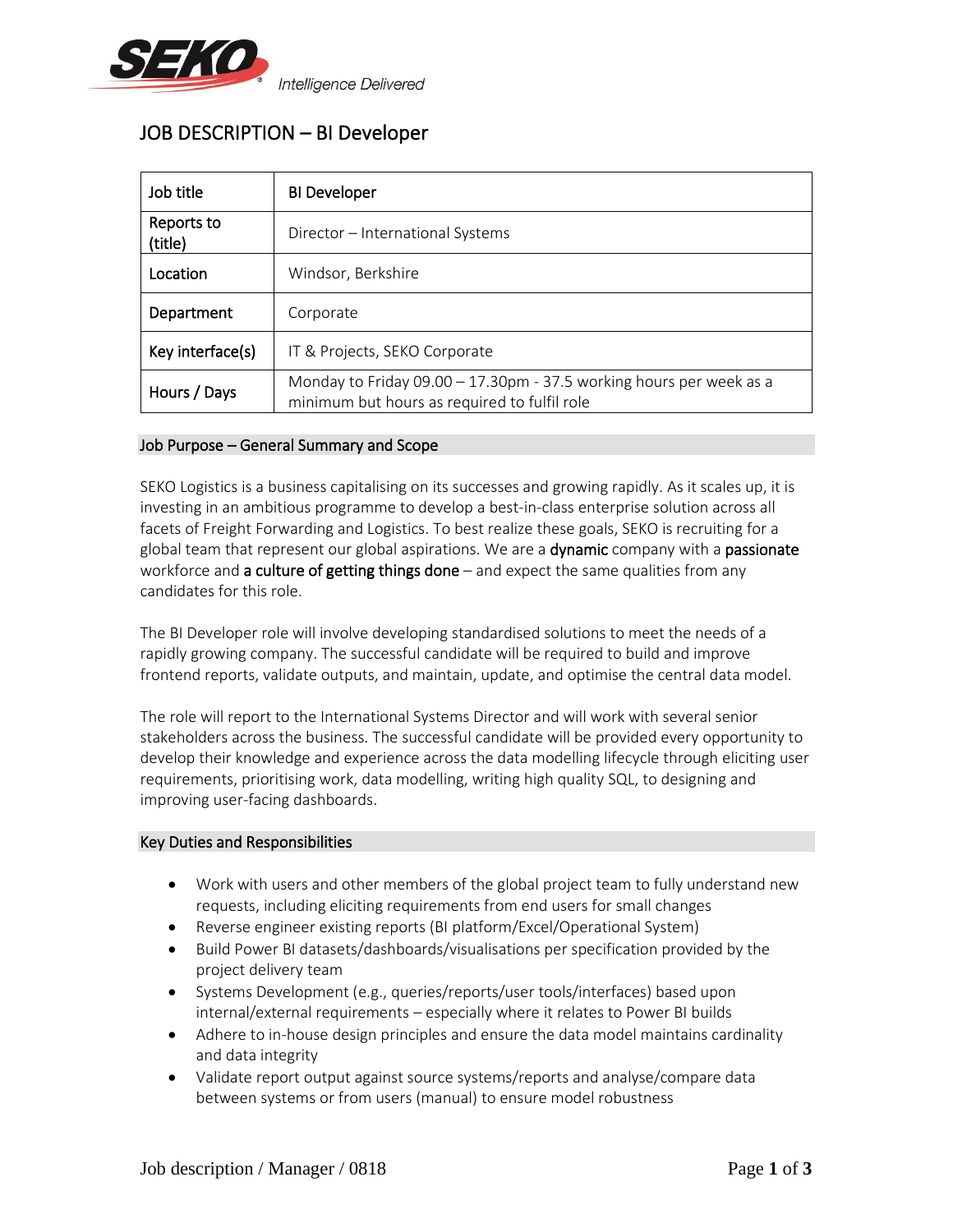Intelligence Delivered

# JOB DESCRIPTION – BI Developer

| Job title | BI Developer |
|---|---|
| Reports to (title) | Director – International Systems |
| Location | Windsor, Berkshire |
| Department | Corporate |
| Key interface(s) | IT & Projects, SEKO Corporate |
| Hours / Days | Monday to Friday 09.00 – 17.30pm - 37.5 working hours per week as a minimum but hours as required to fulfil role |

## Job Purpose – General Summary and Scope

SEKO Logistics is a business capitalising on its successes and growing rapidly. As it scales up, it is investing in an ambitious programme to develop a best-in-class enterprise solution across all facets of Freight Forwarding and Logistics. To best realize these goals, SEKO is recruiting for a global team that represent our global aspirations. We are a **dynamic** company with a **passionate** workforce and **a culture of getting things done** – and expect the same qualities from any candidates for this role.

The BI Developer role will involve developing standardised solutions to meet the needs of a rapidly growing company. The successful candidate will be required to build and improve frontend reports, validate outputs, and maintain, update, and optimise the central data model.

The role will report to the International Systems Director and will work with several senior stakeholders across the business. The successful candidate will be provided every opportunity to develop their knowledge and experience across the data modelling lifecycle through eliciting user requirements, prioritising work, data modelling, writing high quality SQL, to designing and improving user-facing dashboards.

## Key Duties and Responsibilities

- Work with users and other members of the global project team to fully understand new requests, including eliciting requirements from end users for small changes
- Reverse engineer existing reports (BI platform/Excel/Operational System)
- Build Power BI datasets/dashboards/visualisations per specification provided by the project delivery team
- Systems Development (e.g., queries/reports/user tools/interfaces) based upon internal/external requirements – especially where it relates to Power BI builds
- Adhere to in-house design principles and ensure the data model maintains cardinality and data integrity
- Validate report output against source systems/reports and analyse/compare data between systems or from users (manual) to ensure model robustness

Job description / Manager / 0818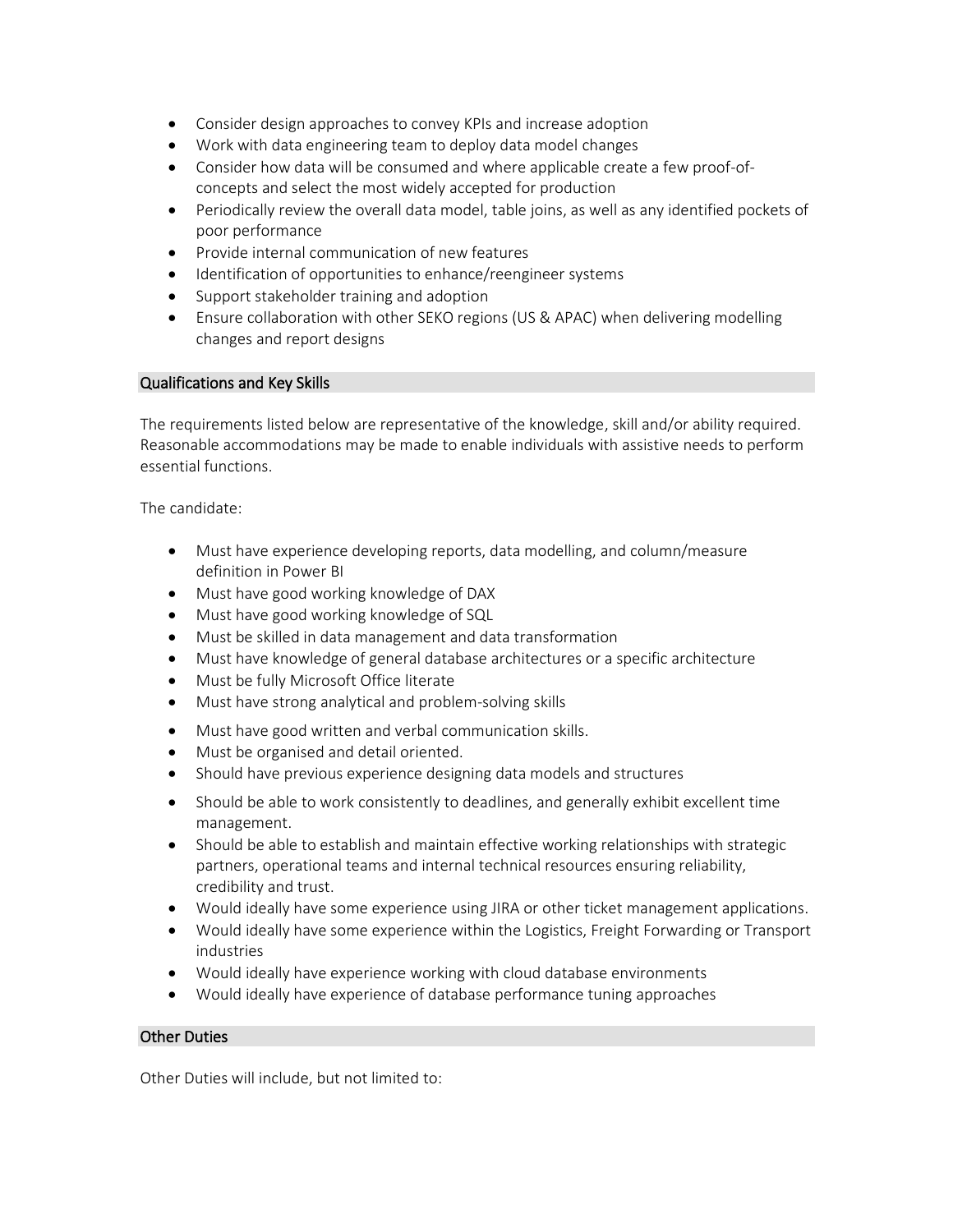- Consider design approaches to convey KPIs and increase adoption
- Work with data engineering team to deploy data model changes
- Consider how data will be consumed and where applicable create a few proof-of-concepts and select the most widely accepted for production
- Periodically review the overall data model, table joins, as well as any identified pockets of poor performance
- Provide internal communication of new features
- Identification of opportunities to enhance/reengineer systems
- Support stakeholder training and adoption
- Ensure collaboration with other SEKO regions (US & APAC) when delivering modelling changes and report designs

## Qualifications and Key Skills

The requirements listed below are representative of the knowledge, skill and/or ability required. Reasonable accommodations may be made to enable individuals with assistive needs to perform essential functions.

The candidate:

- Must have experience developing reports, data modelling, and column/measure definition in Power BI
- Must have good working knowledge of DAX
- Must have good working knowledge of SQL
- Must be skilled in data management and data transformation
- Must have knowledge of general database architectures or a specific architecture
- Must be fully Microsoft Office literate
- Must have strong analytical and problem-solving skills
- Must have good written and verbal communication skills.
- Must be organised and detail oriented.
- Should have previous experience designing data models and structures
- Should be able to work consistently to deadlines, and generally exhibit excellent time management.
- Should be able to establish and maintain effective working relationships with strategic partners, operational teams and internal technical resources ensuring reliability, credibility and trust.
- Would ideally have some experience using JIRA or other ticket management applications.
- Would ideally have some experience within the Logistics, Freight Forwarding or Transport industries
- Would ideally have experience working with cloud database environments
- Would ideally have experience of database performance tuning approaches

## Other Duties

Other Duties will include, but not limited to: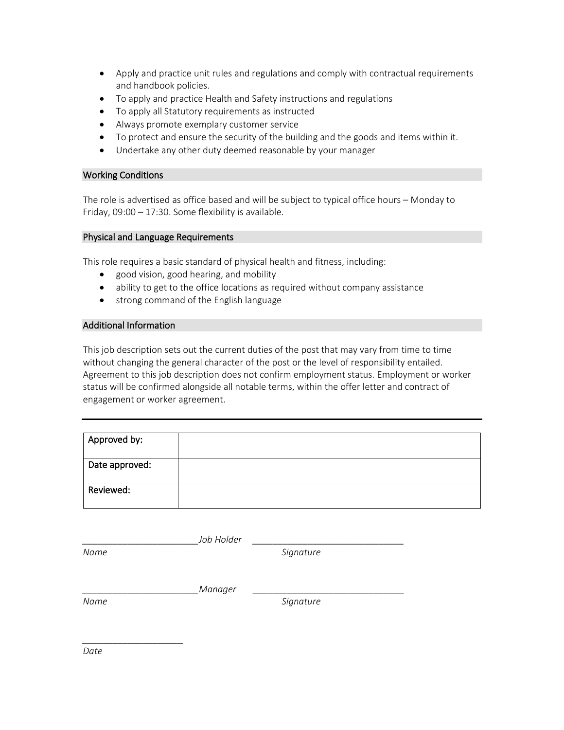- Apply and practice unit rules and regulations and comply with contractual requirements and handbook policies.
- To apply and practice Health and Safety instructions and regulations
- To apply all Statutory requirements as instructed
- Always promote exemplary customer service
- To protect and ensure the security of the building and the goods and items within it.
- Undertake any other duty deemed reasonable by your manager

## Working Conditions

The role is advertised as office based and will be subject to typical office hours – Monday to Friday, 09:00 – 17:30. Some flexibility is available.

## Physical and Language Requirements

This role requires a basic standard of physical health and fitness, including:

- good vision, good hearing, and mobility
- ability to get to the office locations as required without company assistance
- strong command of the English language

## Additional Information

This job description sets out the current duties of the post that may vary from time to time without changing the general character of the post or the level of responsibility entailed. Agreement to this job description does not confirm employment status. Employment or worker status will be confirmed alongside all notable terms, within the offer letter and contract of engagement or worker agreement.

---

| | |
|---|---|
| Approved by: | |
| Date approved: | |
| Reviewed: | |

_______________________ *Job Holder* ______________________________

*Name* *Signature*

_______________________ *Manager* ______________________________

*Name* *Signature*

____________________

*Date*